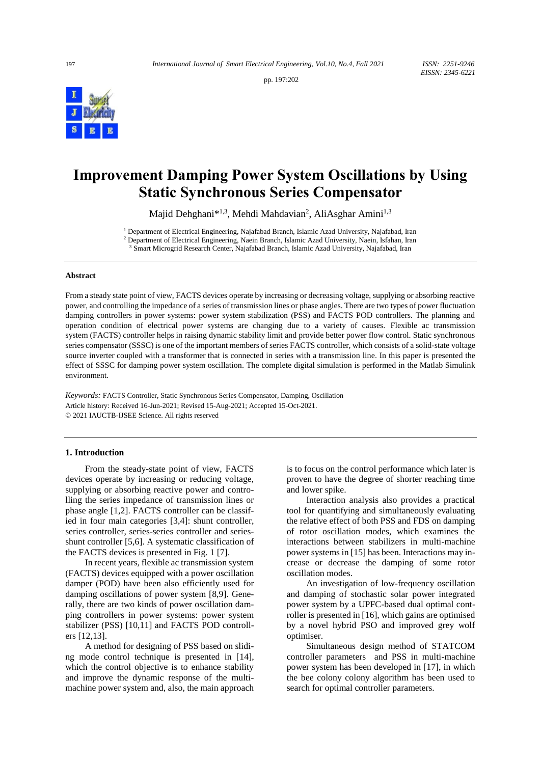# Improvement Damping Power System Oscillations by Using Static Synchronous Series Compensator

Majid Dehghani*[1,3], Mehdi Mahdavian[2], AliAsghar Amini[1,3]

[1] Department of Electrical Engineering, Najafabad Branch, Islamic Azad University, Najafabad, Iran
[2] Department of Electrical Engineering, Naein Branch, Islamic Azad University, Naein, Isfahan, Iran
[3] Smart Microgrid Research Center, Najafabad Branch, Islamic Azad University, Najafabad, Iran

#### Abstract

From a steady state point of view, FACTS devices operate by increasing or decreasing voltage, supplying or absorbing reactive power, and controlling the impedance of a series of transmission lines or phase angles. There are two types of power fluctuation damping controllers in power systems: power system stabilization (PSS) and FACTS POD controllers. The planning and operation condition of electrical power systems are changing due to a variety of causes. Flexible ac transmission system (FACTS) controller helps in raising dynamic stability limit and provide better power flow control. Static synchronous series compensator (SSSC) is one of the important members of series FACTS controller, which consists of a solid-state voltage source inverter coupled with a transformer that is connected in series with a transmission line. In this paper is presented the effect of SSSC for damping power system oscillation. The complete digital simulation is performed in the Matlab Simulink environment.

*Keywords:* FACTS Controller, Static Synchronous Series Compensator, Damping, Oscillation
Article history: Received 16-Jun-2021; Revised 15-Aug-2021; Accepted 15-Oct-2021.
© 2021 IAUCTB-IJSEE Science. All rights reserved

## 1. Introduction

From the steady-state point of view, FACTS devices operate by increasing or reducing voltage, supplying or absorbing reactive power and controlling the series impedance of transmission lines or phase angle [1,2]. FACTS controller can be classified in four main categories [3,4]: shunt controller, series controller, series-series controller and series-shunt controller [5,6]. A systematic classification of the FACTS devices is presented in Fig. 1 [7].

In recent years, flexible ac transmission system (FACTS) devices equipped with a power oscillation damper (POD) have been also efficiently used for damping oscillations of power system [8,9]. Generally, there are two kinds of power oscillation damping controllers in power systems: power system stabilizer (PSS) [10,11] and FACTS POD controllers [12,13].

A method for designing of PSS based on sliding mode control technique is presented in [14], which the control objective is to enhance stability and improve the dynamic response of the multi-machine power system and, also, the main approach is to focus on the control performance which later is proven to have the degree of shorter reaching time and lower spike.

Interaction analysis also provides a practical tool for quantifying and simultaneously evaluating the relative effect of both PSS and FDS on damping of rotor oscillation modes, which examines the interactions between stabilizers in multi-machine power systems in [15] has been. Interactions may increase or decrease the damping of some rotor oscillation modes.

An investigation of low-frequency oscillation and damping of stochastic solar power integrated power system by a UPFC-based dual optimal controller is presented in [16], which gains are optimised by a novel hybrid PSO and improved grey wolf optimiser.

Simultaneous design method of STATCOM controller parameters and PSS in multi-machine power system has been developed in [17], in which the bee colony colony algorithm has been used to search for optimal controller parameters.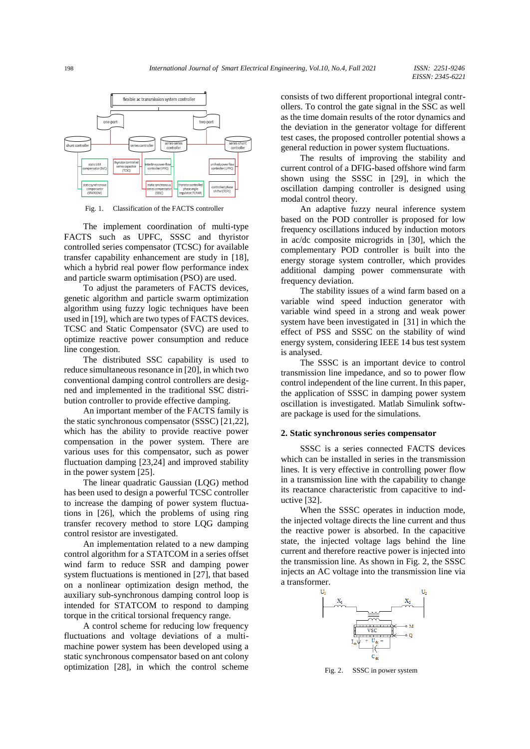Fig. 1. Classification of the FACTS controller

The implement coordination of multi-type FACTS such as UPFC, SSSC and thyristor controlled series compensator (TCSC) for available transfer capability enhancement are study in [18], which a hybrid real power flow performance index and particle swarm optimisation (PSO) are used.

To adjust the parameters of FACTS devices, genetic algorithm and particle swarm optimization algorithm using fuzzy logic techniques have been used in [19], which are two types of FACTS devices. TCSC and Static Compensator (SVC) are used to optimize reactive power consumption and reduce line congestion.

The distributed SSC capability is used to reduce simultaneous resonance in [20], in which two conventional damping control controllers are designed and implemented in the traditional SSC distribution controller to provide effective damping.

An important member of the FACTS family is the static synchronous compensator (SSSC) [21,22], which has the ability to provide reactive power compensation in the power system. There are various uses for this compensator, such as power fluctuation damping [23,24] and improved stability in the power system [25].

The linear quadratic Gaussian (LQG) method has been used to design a powerful TCSC controller to increase the damping of power system fluctuations in [26], which the problems of using ring transfer recovery method to store LQG damping control resistor are investigated.

An implementation related to a new damping control algorithm for a STATCOM in a series offset wind farm to reduce SSR and damping power system fluctuations is mentioned in [27], that based on a nonlinear optimization design method, the auxiliary sub-synchronous damping control loop is intended for STATCOM to respond to damping torque in the critical torsional frequency range.

A control scheme for reducing low frequency fluctuations and voltage deviations of a multi-machine power system has been developed using a static synchronous compensator based on ant colony optimization [28], in which the control scheme consists of two different proportional integral controllers. To control the gate signal in the SSC as well as the time domain results of the rotor dynamics and the deviation in the generator voltage for different test cases, the proposed controller potential shows a general reduction in power system fluctuations.

The results of improving the stability and current control of a DFIG-based offshore wind farm shown using the SSSC in [29], in which the oscillation damping controller is designed using modal control theory.

An adaptive fuzzy neural inference system based on the POD controller is proposed for low frequency oscillations induced by induction motors in ac/dc composite microgrids in [30], which the complementary POD controller is built into the energy storage system controller, which provides additional damping power commensurate with frequency deviation.

The stability issues of a wind farm based on a variable wind speed induction generator with variable wind speed in a strong and weak power system have been investigated in [31] in which the effect of PSS and SSSC on the stability of wind energy system, considering IEEE 14 bus test system is analysed.

The SSSC is an important device to control transmission line impedance, and so to power flow control independent of the line current. In this paper, the application of SSSC in damping power system oscillation is investigated. Matlab Simulink software package is used for the simulations.

## 2. Static synchronous series compensator

SSSC is a series connected FACTS devices which can be installed in series in the transmission lines. It is very effective in controlling power flow in a transmission line with the capability to change its reactance characteristic from capacitive to inductive [32].

When the SSSC operates in induction mode, the injected voltage directs the line current and thus the reactive power is absorbed. In the capacitive state, the injected voltage lags behind the line current and therefore reactive power is injected into the transmission line. As shown in Fig. 2, the SSSC injects an AC voltage into the transmission line via a transformer.

Fig. 2. SSSC in power system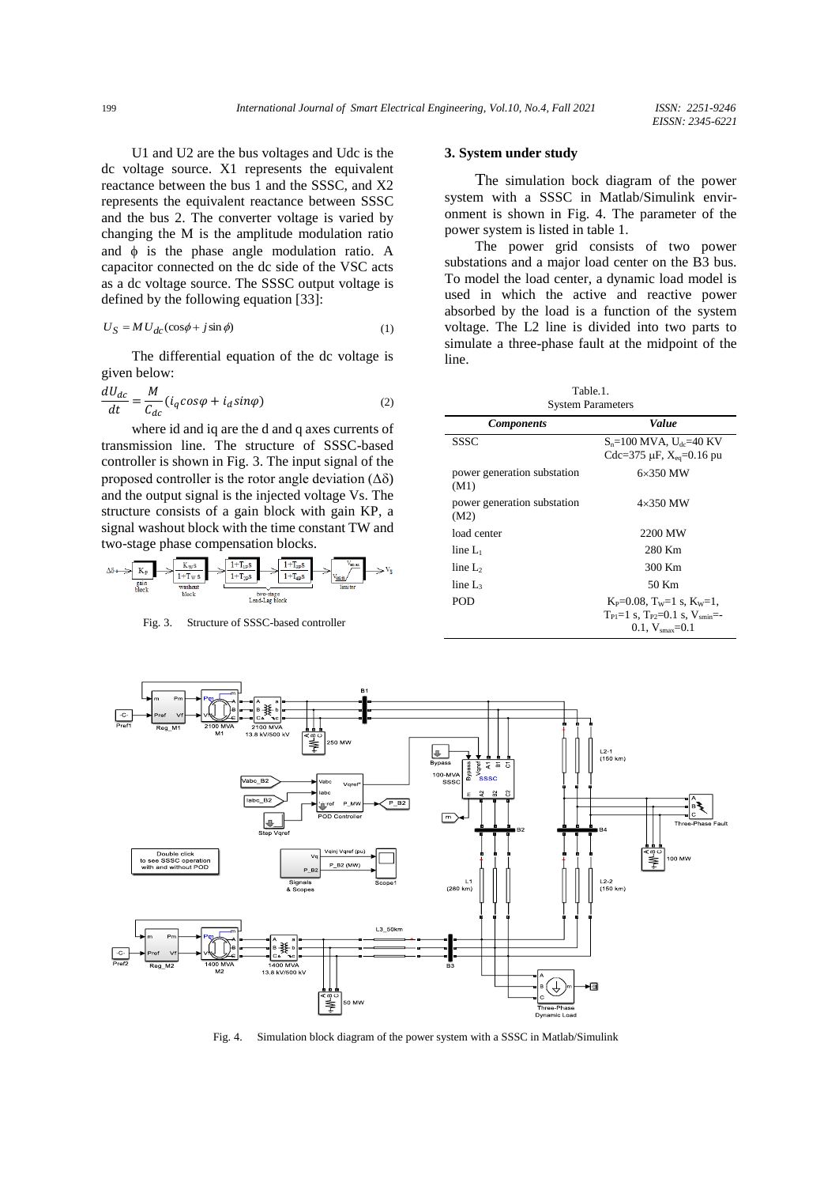U1 and U2 are the bus voltages and Udc is the dc voltage source. X1 represents the equivalent reactance between the bus 1 and the SSSC, and X2 represents the equivalent reactance between SSSC and the bus 2. The converter voltage is varied by changing the M is the amplitude modulation ratio and ϕ is the phase angle modulation ratio. A capacitor connected on the dc side of the VSC acts as a dc voltage source. The SSSC output voltage is defined by the following equation [33]:

$$U_S = MU_{dc}(\cos\phi + j\sin\phi) \tag{1}$$

The differential equation of the dc voltage is given below:

$$\frac{dU_{dc}}{dt} = \frac{M}{C_{dc}}(i_q cos\varphi + i_d sin\varphi) \tag{2}$$

where id and iq are the d and q axes currents of transmission line. The structure of SSSC-based controller is shown in Fig. 3. The input signal of the proposed controller is the rotor angle deviation (Δδ) and the output signal is the injected voltage Vs. The structure consists of a gain block with gain KP, a signal washout block with the time constant TW and two-stage phase compensation blocks.

Fig. 3. Structure of SSSC-based controller

## 3. System under study

The simulation bock diagram of the power system with a SSSC in Matlab/Simulink environment is shown in Fig. 4. The parameter of the power system is listed in table 1.

The power grid consists of two power substations and a major load center on the B3 bus. To model the load center, a dynamic load model is used in which the active and reactive power absorbed by the load is a function of the system voltage. The L2 line is divided into two parts to simulate a three-phase fault at the midpoint of the line.

Table.1.
System Parameters

| *Components* | *Value* |
|---|---|
| SSSC | $S_n$=100 MVA, $U_{dc}$=40 KV Cdc=375 μF, $X_{eq}$=0.16 pu |
| power generation substation (M1) | 6×350 MW |
| power generation substation (M2) | 4×350 MW |
| load center | 2200 MW |
| line $L_1$ | 280 Km |
| line $L_2$ | 300 Km |
| line $L_3$ | 50 Km |
| POD | $K_P$=0.08, $T_W$=1 s, $K_W$=1, $T_{P1}$=1 s, $T_{P2}$=0.1 s, $V_{smin}$=-0.1, $V_{smax}$=0.1 |

Fig. 4. Simulation block diagram of the power system with a SSSC in Matlab/Simulink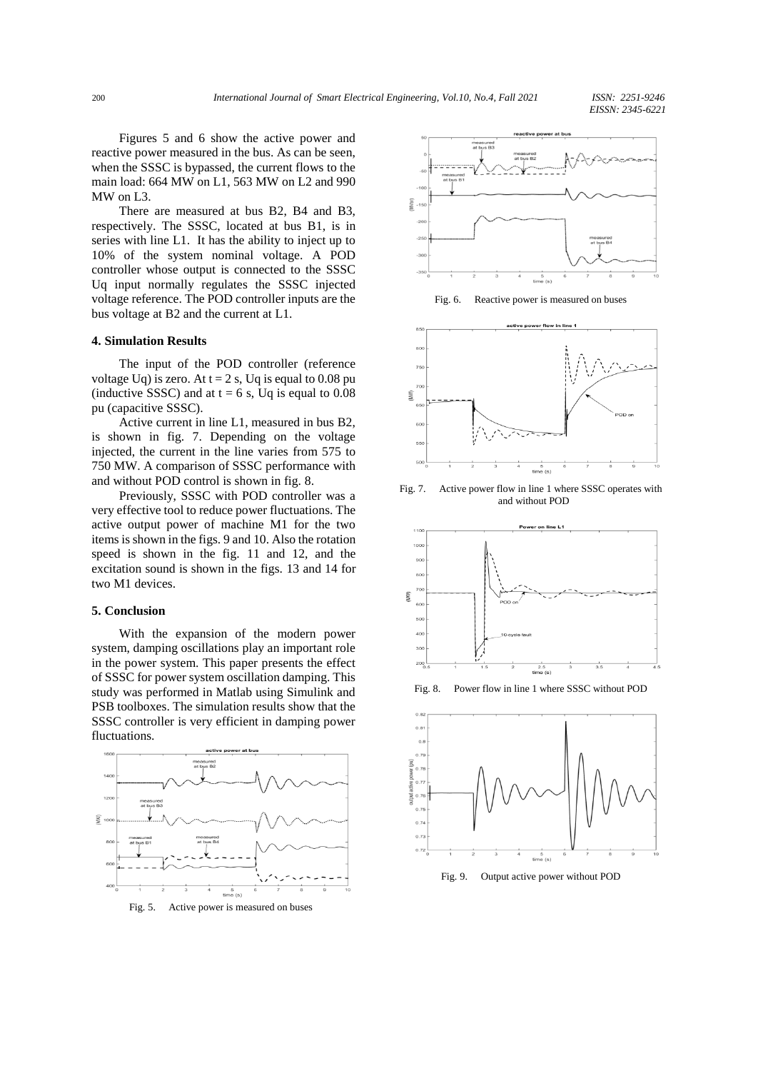Figures 5 and 6 show the active power and reactive power measured in the bus. As can be seen, when the SSSC is bypassed, the current flows to the main load: 664 MW on L1, 563 MW on L2 and 990 MW on L3.

There are measured at bus B2, B4 and B3, respectively. The SSSC, located at bus B1, is in series with line L1. It has the ability to inject up to 10% of the system nominal voltage. A POD controller whose output is connected to the SSSC Uq input normally regulates the SSSC injected voltage reference. The POD controller inputs are the bus voltage at B2 and the current at L1.

## 4. Simulation Results

The input of the POD controller (reference voltage Uq) is zero. At t = 2 s, Uq is equal to 0.08 pu (inductive SSSC) and at t = 6 s, Uq is equal to 0.08 pu (capacitive SSSC).

Active current in line L1, measured in bus B2, is shown in fig. 7. Depending on the voltage injected, the current in the line varies from 575 to 750 MW. A comparison of SSSC performance with and without POD control is shown in fig. 8.

Previously, SSSC with POD controller was a very effective tool to reduce power fluctuations. The active output power of machine M1 for the two items is shown in the figs. 9 and 10. Also the rotation speed is shown in the fig. 11 and 12, and the excitation sound is shown in the figs. 13 and 14 for two M1 devices.

## 5. Conclusion

With the expansion of the modern power system, damping oscillations play an important role in the power system. This paper presents the effect of SSSC for power system oscillation damping. This study was performed in Matlab using Simulink and PSB toolboxes. The simulation results show that the SSSC controller is very efficient in damping power fluctuations.

Fig. 5. Active power is measured on buses

Fig. 6. Reactive power is measured on buses

Fig. 7. Active power flow in line 1 where SSSC operates with and without POD

Fig. 8. Power flow in line 1 where SSSC without POD

Fig. 9. Output active power without POD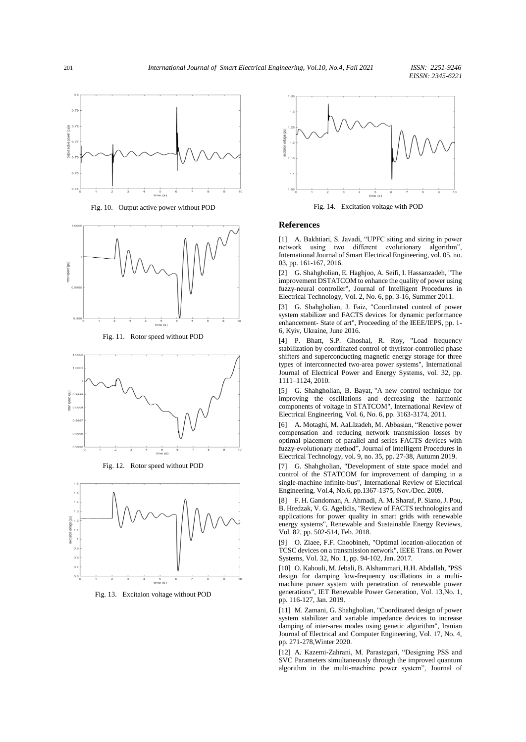Fig. 10. Output active power without POD

Fig. 11. Rotor speed without POD

Fig. 12. Rotor speed without POD

Fig. 13. Excitaion voltage without POD

Fig. 14. Excitation voltage with POD

## References

[1] A. Bakhtiari, S. Javadi, "UPFC siting and sizing in power network using two different evolutionary algorithm", International Journal of Smart Electrical Engineering, vol. 05, no. 03, pp. 161-167, 2016.

[2] G. Shahgholian, E. Haghjoo, A. Seifi, I. Hassanzadeh, "The improvement DSTATCOM to enhance the quality of power using fuzzy-neural controller", Journal of Intelligent Procedures in Electrical Technology, Vol. 2, No. 6, pp. 3-16, Summer 2011.

[3] G. Shahgholian, J. Faiz, "Coordinated control of power system stabilizer and FACTS devices for dynamic performance enhancement- State of art", Proceeding of the IEEE/IEPS, pp. 1-6, Kyiv, Ukraine, June 2016.

[4] P. Bhatt, S.P. Ghoshal, R. Roy, "Load frequency stabilization by coordinated control of thyristor-controlled phase shifters and superconducting magnetic energy storage for three types of interconnected two-area power systems", International Journal of Electrical Power and Energy Systems, vol. 32, pp. 1111–1124, 2010.

[5] G. Shahgholian, B. Bayat, "A new control technique for improving the oscillations and decreasing the harmonic components of voltage in STATCOM", International Review of Electrical Engineering, Vol. 6, No. 6, pp. 3163-3174, 2011.

[6] A. Motaghi, M. AaLIzadeh, M. Abbasian, "Reactive power compensation and reducing network transmission losses by optimal placement of parallel and series FACTS devices with fuzzy-evolutionary method", Journal of Intelligent Procedures in Electrical Technology, vol. 9, no. 35, pp. 27-38, Autumn 2019.

[7] G. Shahgholian, "Development of state space model and control of the STATCOM for improvement of damping in a single-machine infinite-bus", International Review of Electrical Engineering, Vol.4, No.6, pp.1367-1375, Nov./Dec. 2009.

[8] F. H. Gandoman, A. Ahmadi, A. M. Sharaf, P. Siano, J. Pou, B. Hredzak, V. G. Agelidis, "Review of FACTS technologies and applications for power quality in smart grids with renewable energy systems", Renewable and Sustainable Energy Reviews, Vol. 82, pp. 502-514, Feb. 2018.

[9] O. Ziaee, F.F. Choobineh, "Optimal location-allocation of TCSC devices on a transmission network", IEEE Trans. on Power Systems, Vol. 32, No. 1, pp. 94-102, Jan. 2017.

[10] O. Kahouli, M. Jebali, B. Alshammari, H.H. Abdallah, "PSS design for damping low-frequency oscillations in a multi-machine power system with penetration of renewable power generations", IET Renewable Power Generation, Vol. 13,No. 1, pp. 116-127, Jan. 2019.

[11] M. Zamani, G. Shahgholian, "Coordinated design of power system stabilizer and variable impedance devices to increase damping of inter-area modes using genetic algorithm", Iranian Journal of Electrical and Computer Engineering, Vol. 17, No. 4, pp. 271-278,Winter 2020.

[12] A. Kazemi-Zahrani, M. Parastegari, "Designing PSS and SVC Parameters simultaneously through the improved quantum algorithm in the multi-machine power system", Journal of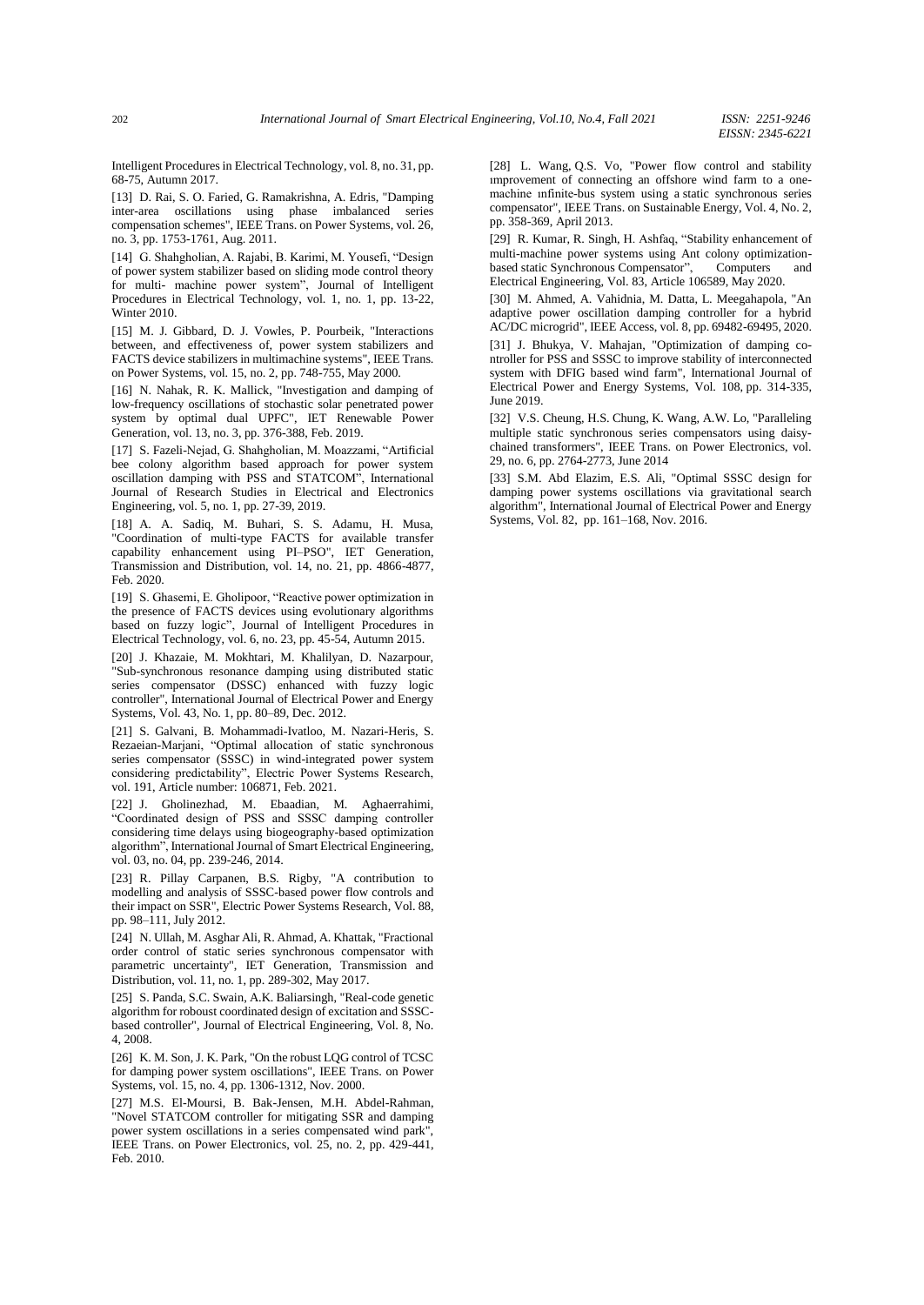Intelligent Procedures in Electrical Technology, vol. 8, no. 31, pp. 68-75, Autumn 2017.

[13] D. Rai, S. O. Faried, G. Ramakrishna, A. Edris, "Damping inter-area oscillations using phase imbalanced series compensation schemes", IEEE Trans. on Power Systems, vol. 26, no. 3, pp. 1753-1761, Aug. 2011.

[14] G. Shahgholian, A. Rajabi, B. Karimi, M. Yousefi, "Design of power system stabilizer based on sliding mode control theory for multi- machine power system", Journal of Intelligent Procedures in Electrical Technology, vol. 1, no. 1, pp. 13-22, Winter 2010.

[15] M. J. Gibbard, D. J. Vowles, P. Pourbeik, "Interactions between, and effectiveness of, power system stabilizers and FACTS device stabilizers in multimachine systems", IEEE Trans. on Power Systems, vol. 15, no. 2, pp. 748-755, May 2000.

[16] N. Nahak, R. K. Mallick, "Investigation and damping of low-frequency oscillations of stochastic solar penetrated power system by optimal dual UPFC", IET Renewable Power Generation, vol. 13, no. 3, pp. 376-388, Feb. 2019.

[17] S. Fazeli-Nejad, G. Shahgholian, M. Moazzami, "Artificial bee colony algorithm based approach for power system oscillation damping with PSS and STATCOM", International Journal of Research Studies in Electrical and Electronics Engineering, vol. 5, no. 1, pp. 27-39, 2019.

[18] A. A. Sadiq, M. Buhari, S. S. Adamu, H. Musa, "Coordination of multi-type FACTS for available transfer capability enhancement using PI–PSO", IET Generation, Transmission and Distribution, vol. 14, no. 21, pp. 4866-4877, Feb. 2020.

[19] S. Ghasemi, E. Gholipoor, "Reactive power optimization in the presence of FACTS devices using evolutionary algorithms based on fuzzy logic", Journal of Intelligent Procedures in Electrical Technology, vol. 6, no. 23, pp. 45-54, Autumn 2015.

[20] J. Khazaie, M. Mokhtari, M. Khalilyan, D. Nazarpour, "Sub-synchronous resonance damping using distributed static series compensator (DSSC) enhanced with fuzzy logic controller", International Journal of Electrical Power and Energy Systems, Vol. 43, No. 1, pp. 80–89, Dec. 2012.

[21] S. Galvani, B. Mohammadi-Ivatloo, M. Nazari-Heris, S. Rezaeian-Marjani, "Optimal allocation of static synchronous series compensator (SSSC) in wind-integrated power system considering predictability", Electric Power Systems Research, vol. 191, Article number: 106871, Feb. 2021.

[22] J. Gholinezhad, M. Ebaadian, M. Aghaerrahimi, "Coordinated design of PSS and SSSC damping controller considering time delays using biogeography-based optimization algorithm", International Journal of Smart Electrical Engineering, vol. 03, no. 04, pp. 239-246, 2014.

[23] R. Pillay Carpanen, B.S. Rigby, "A contribution to modelling and analysis of SSSC-based power flow controls and their impact on SSR", Electric Power Systems Research, Vol. 88, pp. 98–111, July 2012.

[24] N. Ullah, M. Asghar Ali, R. Ahmad, A. Khattak, "Fractional order control of static series synchronous compensator with parametric uncertainty", IET Generation, Transmission and Distribution, vol. 11, no. 1, pp. 289-302, May 2017.

[25] S. Panda, S.C. Swain, A.K. Baliarsingh, "Real-code genetic algorithm for robust coordinated design of excitation and SSSC-based controller", Journal of Electrical Engineering, Vol. 8, No. 4, 2008.

[26] K. M. Son, J. K. Park, "On the robust LQG control of TCSC for damping power system oscillations", IEEE Trans. on Power Systems, vol. 15, no. 4, pp. 1306-1312, Nov. 2000.

[27] M.S. El-Moursi, B. Bak-Jensen, M.H. Abdel-Rahman, "Novel STATCOM controller for mitigating SSR and damping power system oscillations in a series compensated wind park", IEEE Trans. on Power Electronics, vol. 25, no. 2, pp. 429-441, Feb. 2010.

[28] L. Wang, Q.S. Vo, "Power flow control and stability ımprovement of connecting an offshore wind farm to a one-machine ınfinite-bus system using a static synchronous series compensator", IEEE Trans. on Sustainable Energy, Vol. 4, No. 2, pp. 358-369, April 2013.

[29] R. Kumar, R. Singh, H. Ashfaq, "Stability enhancement of multi-machine power systems using Ant colony optimization-based static Synchronous Compensator", Computers and Electrical Engineering, Vol. 83, Article 106589, May 2020.

[30] M. Ahmed, A. Vahidnia, M. Datta, L. Meegahapola, "An adaptive power oscillation damping controller for a hybrid AC/DC microgrid", IEEE Access, vol. 8, pp. 69482-69495, 2020.

[31] J. Bhukya, V. Mahajan, "Optimization of damping controller for PSS and SSSC to improve stability of interconnected system with DFIG based wind farm", International Journal of Electrical Power and Energy Systems, Vol. 108, pp. 314-335, June 2019.

[32] V.S. Cheung, H.S. Chung, K. Wang, A.W. Lo, "Paralleling multiple static synchronous series compensators using daisy-chained transformers", IEEE Trans. on Power Electronics, vol. 29, no. 6, pp. 2764-2773, June 2014

[33] S.M. Abd Elazim, E.S. Ali, "Optimal SSSC design for damping power systems oscillations via gravitational search algorithm", International Journal of Electrical Power and Energy Systems, Vol. 82, pp. 161–168, Nov. 2016.